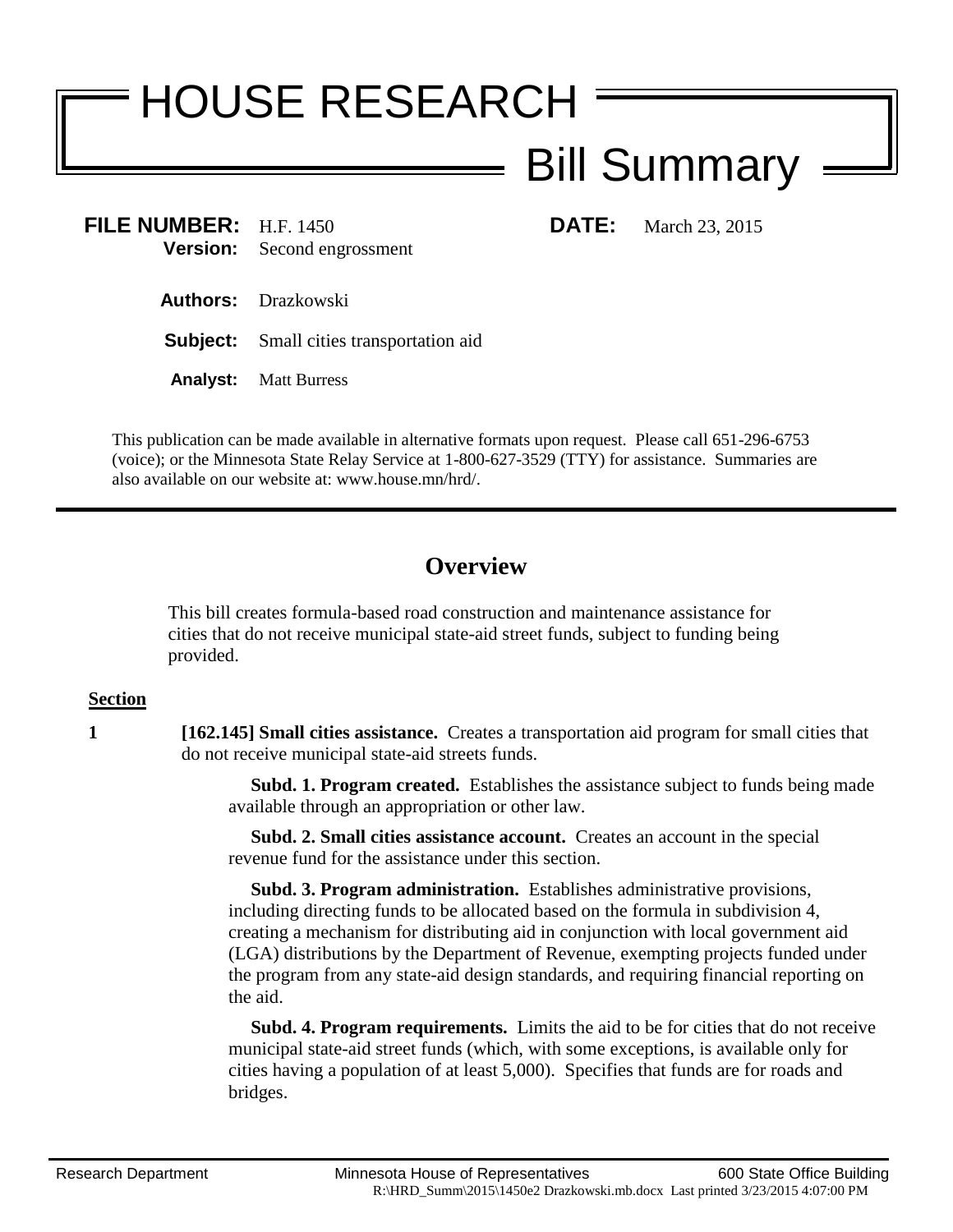# HOUSE RESEARCH

## Bill Summary

**FILE NUMBER:** H.F. 1450
**Version:** Second engrossment

**DATE:** March 23, 2015

**Authors:** Drazkowski

**Subject:** Small cities transportation aid

**Analyst:** Matt Burress

This publication can be made available in alternative formats upon request. Please call 651-296-6753 (voice); or the Minnesota State Relay Service at 1-800-627-3529 (TTY) for assistance. Summaries are also available on our website at: www.house.mn/hrd/.

---

## Overview

This bill creates formula-based road construction and maintenance assistance for cities that do not receive municipal state-aid street funds, subject to funding being provided.

**Section**

**1** **[162.145] Small cities assistance.** Creates a transportation aid program for small cities that do not receive municipal state-aid streets funds.

**Subd. 1. Program created.** Establishes the assistance subject to funds being made available through an appropriation or other law.

**Subd. 2. Small cities assistance account.** Creates an account in the special revenue fund for the assistance under this section.

**Subd. 3. Program administration.** Establishes administrative provisions, including directing funds to be allocated based on the formula in subdivision 4, creating a mechanism for distributing aid in conjunction with local government aid (LGA) distributions by the Department of Revenue, exempting projects funded under the program from any state-aid design standards, and requiring financial reporting on the aid.

**Subd. 4. Program requirements.** Limits the aid to be for cities that do not receive municipal state-aid street funds (which, with some exceptions, is available only for cities having a population of at least 5,000). Specifies that funds are for roads and bridges.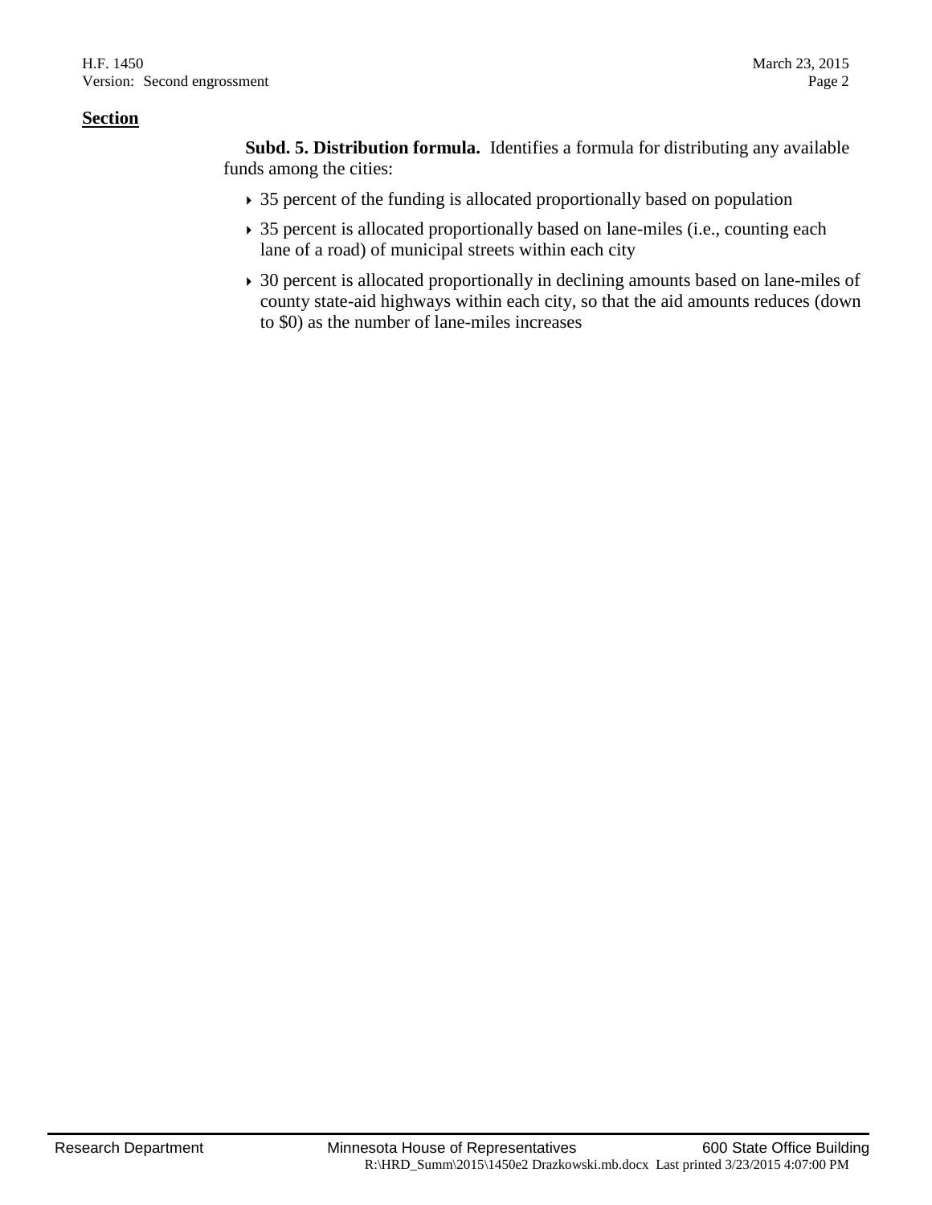**Section**

**Subd. 5. Distribution formula.** Identifies a formula for distributing any available funds among the cities:

- 35 percent of the funding is allocated proportionally based on population
- 35 percent is allocated proportionally based on lane-miles (i.e., counting each lane of a road) of municipal streets within each city
- 30 percent is allocated proportionally in declining amounts based on lane-miles of county state-aid highways within each city, so that the aid amounts reduces (down to $0) as the number of lane-miles increases